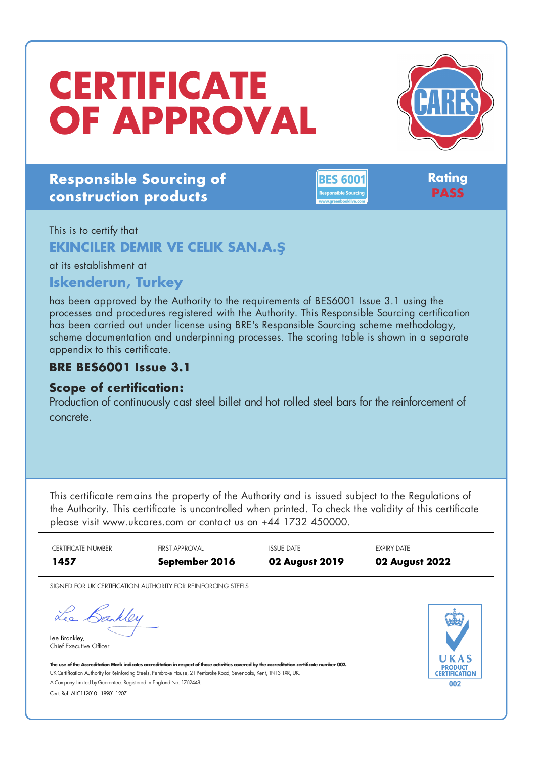# CERTIFICATE OF APPROVAL

CARES

## Responsible Sourcing of construction products

BES 6001 Responsible Sourcing www.greenbooklive.com

**Rating**
**PASS**

This is to certify that

### EKINCILER DEMIR VE CELIK SAN.A.Ş

at its establishment at

### Iskenderun, Turkey

has been approved by the Authority to the requirements of BES6001 Issue 3.1 using the processes and procedures registered with the Authority. This Responsible Sourcing certification has been carried out under license using BRE's Responsible Sourcing scheme methodology, scheme documentation and underpinning processes. The scoring table is shown in a separate appendix to this certificate.

### BRE BES6001 Issue 3.1

### Scope of certification:

Production of continuously cast steel billet and hot rolled steel bars for the reinforcement of concrete.

This certificate remains the property of the Authority and is issued subject to the Regulations of the Authority. This certificate is uncontrolled when printed. To check the validity of this certificate please visit www.ukcares.com or contact us on +44 1732 450000.

| CERTIFICATE NUMBER | FIRST APPROVAL | ISSUE DATE | EXPIRY DATE |
|---|---|---|---|
| **1457** | **September 2016** | **02 August 2019** | **02 August 2022** |

SIGNED FOR UK CERTIFICATION AUTHORITY FOR REINFORCING STEELS

Lee Brankley,
Chief Executive Officer

**The use of the Accreditation Mark indicates accreditation in respect of those activities covered by the accreditation certificate number 002.**
UK Certification Authority for Reinforcing Steels, Pembroke House, 21 Pembroke Road, Sevenoaks, Kent, TN13 1XR, UK.
A Company Limited by Guarantee. Registered in England No. 1762448.
Cert. Ref: AIIC112010 18901 1207

UKAS PRODUCT CERTIFICATION 002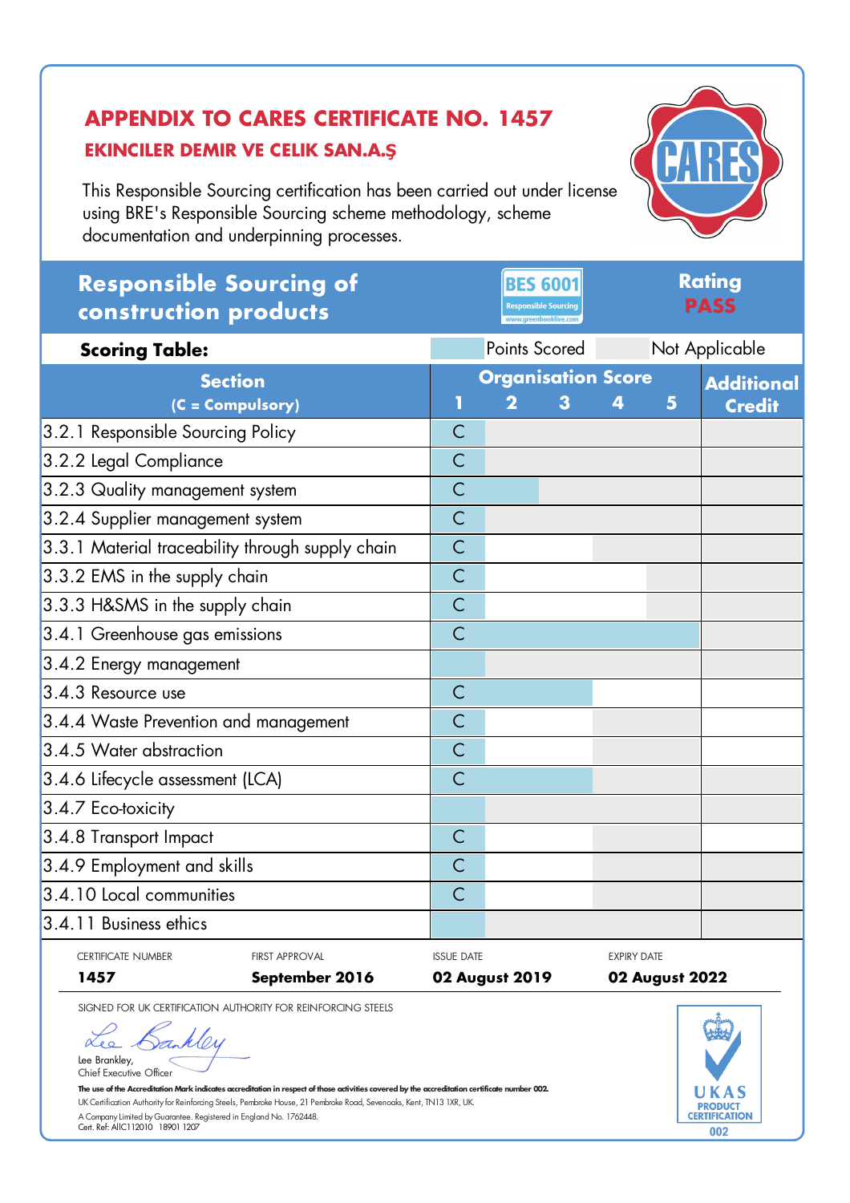# APPENDIX TO CARES CERTIFICATE NO. 1457

## EKINCILER DEMIR VE CELIK SAN.A.Ş

This Responsible Sourcing certification has been carried out under license using BRE's Responsible Sourcing scheme methodology, scheme documentation and underpinning processes.

## Responsible Sourcing of construction products

BES 6001 Responsible Sourcing www.greenbooklive.com

**Rating** **PASS**

**Scoring Table:** Points Scored | Not Applicable

| Section (C = Compulsory) | Organisation Score 1 | 2 | 3 | 4 | 5 | Additional Credit |
|---|---|---|---|---|---|---|
| 3.2.1 Responsible Sourcing Policy | C | | | | | |
| 3.2.2 Legal Compliance | C | | | | | |
| 3.2.3 Quality management system | C | | | | | |
| 3.2.4 Supplier management system | C | | | | | |
| 3.3.1 Material traceability through supply chain | C | | | | | |
| 3.3.2 EMS in the supply chain | C | | | | | |
| 3.3.3 H&SMS in the supply chain | C | | | | | |
| 3.4.1 Greenhouse gas emissions | C | | | | | |
| 3.4.2 Energy management | | | | | | |
| 3.4.3 Resource use | C | | | | | |
| 3.4.4 Waste Prevention and management | C | | | | | |
| 3.4.5 Water abstraction | C | | | | | |
| 3.4.6 Lifecycle assessment (LCA) | C | | | | | |
| 3.4.7 Eco-toxicity | | | | | | |
| 3.4.8 Transport Impact | C | | | | | |
| 3.4.9 Employment and skills | C | | | | | |
| 3.4.10 Local communities | C | | | | | |
| 3.4.11 Business ethics | | | | | | |

| CERTIFICATE NUMBER | FIRST APPROVAL | ISSUE DATE | EXPIRY DATE |
|---|---|---|---|
| **1457** | **September 2016** | **02 August 2019** | **02 August 2022** |

SIGNED FOR UK CERTIFICATION AUTHORITY FOR REINFORCING STEELS

Lee Brankley,
Chief Executive Officer

**The use of the Accreditation Mark indicates accreditation in respect of those activities covered by the accreditation certificate number 002.**

UK Certification Authority for Reinforcing Steels, Pembroke House, 21 Pembroke Road, Sevenoaks, Kent, TN13 1XR, UK.

A Company Limited by Guarantee. Registered in England No. 1762448.

Cert. Ref: AIIC112010 18901 1207

UKAS PRODUCT CERTIFICATION 002